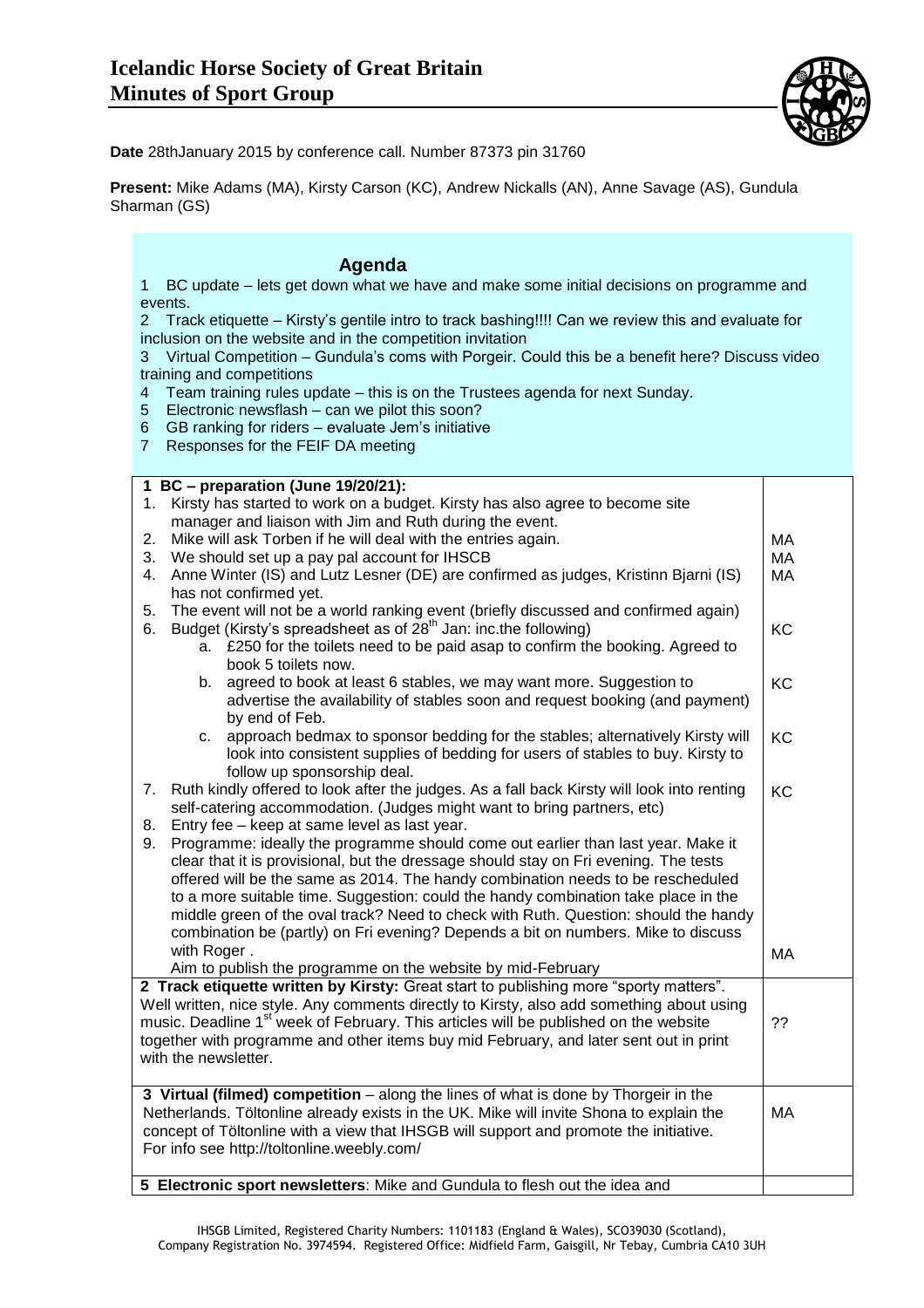# Icelandic Horse Society of Great Britain
# Minutes of Sport Group

**Date** 28thJanuary 2015 by conference call. Number 87373 pin 31760

**Present:** Mike Adams (MA), Kirsty Carson (KC), Andrew Nickalls (AN), Anne Savage (AS), Gundula Sharman (GS)

## Agenda

1 BC update – lets get down what we have and make some initial decisions on programme and events.
2 Track etiquette – Kirsty's gentile intro to track bashing!!!! Can we review this and evaluate for inclusion on the website and in the competition invitation
3 Virtual Competition – Gundula's coms with Porgeir. Could this be a benefit here? Discuss video training and competitions
4 Team training rules update – this is on the Trustees agenda for next Sunday.
5 Electronic newsflash – can we pilot this soon?
6 GB ranking for riders – evaluate Jem's initiative
7 Responses for the FEIF DA meeting

| | |
|---|---|
| **1 BC – preparation (June 19/20/21):** | |
| 1. Kirsty has started to work on a budget. Kirsty has also agree to become site manager and liaison with Jim and Ruth during the event. | |
| 2. Mike will ask Torben if he will deal with the entries again. | MA |
| 3. We should set up a pay pal account for IHSCB | MA |
| 4. Anne Winter (IS) and Lutz Lesner (DE) are confirmed as judges, Kristinn Bjarni (IS) has not confirmed yet. | MA |
| 5. The event will not be a world ranking event (briefly discussed and confirmed again) | |
| 6. Budget (Kirsty's spreadsheet as of 28th Jan: inc.the following) | KC |
| a. £250 for the toilets need to be paid asap to confirm the booking. Agreed to book 5 toilets now. | |
| b. agreed to book at least 6 stables, we may want more. Suggestion to advertise the availability of stables soon and request booking (and payment) by end of Feb. | KC |
| c. approach bedmax to sponsor bedding for the stables; alternatively Kirsty will look into consistent supplies of bedding for users of stables to buy. Kirsty to follow up sponsorship deal. | KC |
| 7. Ruth kindly offered to look after the judges. As a fall back Kirsty will look into renting self-catering accommodation. (Judges might want to bring partners, etc) | KC |
| 8. Entry fee – keep at same level as last year. | |
| 9. Programme: ideally the programme should come out earlier than last year. Make it clear that it is provisional, but the dressage should stay on Fri evening. The tests offered will be the same as 2014. The handy combination needs to be rescheduled to a more suitable time. Suggestion: could the handy combination take place in the middle green of the oval track? Need to check with Ruth. Question: should the handy combination be (partly) on Fri evening? Depends a bit on numbers. Mike to discuss with Roger . Aim to publish the programme on the website by mid-February | MA |
| **2 Track etiquette written by Kirsty:** Great start to publishing more "sporty matters". Well written, nice style. Any comments directly to Kirsty, also add something about using music. Deadline 1st week of February. This articles will be published on the website together with programme and other items buy mid February, and later sent out in print with the newsletter. | ?? |
| **3 Virtual (filmed) competition** – along the lines of what is done by Thorgeir in the Netherlands. Töltonline already exists in the UK. Mike will invite Shona to explain the concept of Töltonline with a view that IHSGB will support and promote the initiative. For info see http://toltonline.weebly.com/ | MA |
| **5 Electronic sport newsletters**: Mike and Gundula to flesh out the idea and | |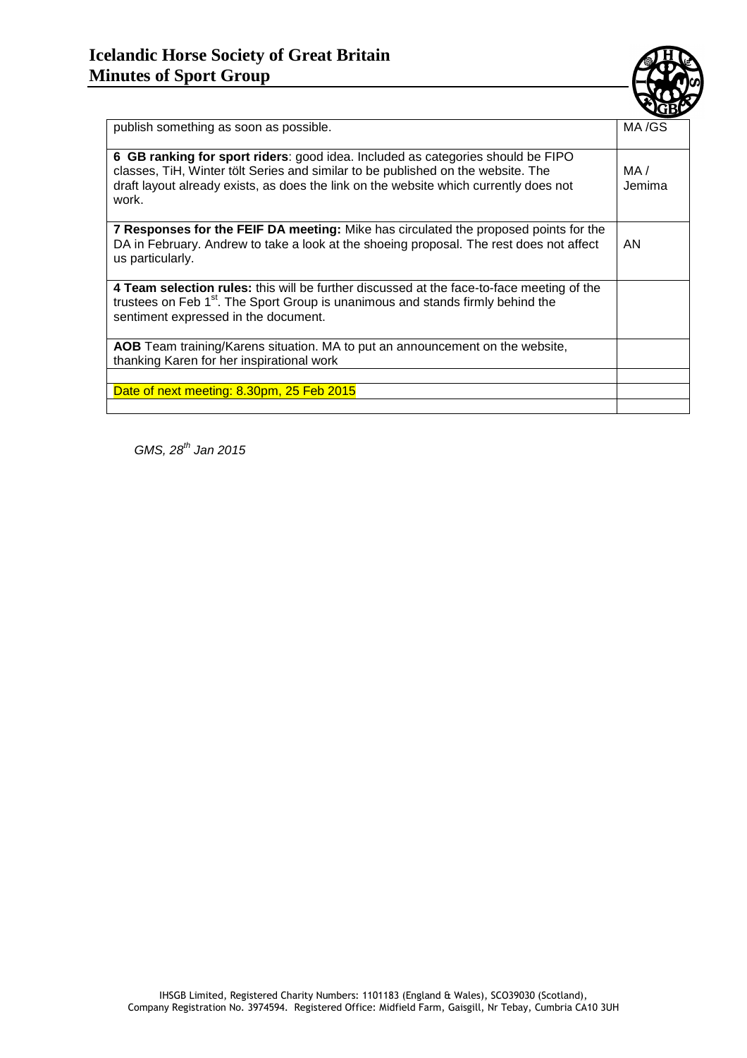| | |
|---|---|
| publish something as soon as possible. | MA /GS |
| **6 GB ranking for sport riders**: good idea. Included as categories should be FIPO classes, TiH, Winter tölt Series and similar to be published on the website. The draft layout already exists, as does the link on the website which currently does not work. | MA / Jemima |
| **7 Responses for the FEIF DA meeting:** Mike has circulated the proposed points for the DA in February. Andrew to take a look at the shoeing proposal. The rest does not affect us particularly. | AN |
| **4 Team selection rules:** this will be further discussed at the face-to-face meeting of the trustees on Feb 1st. The Sport Group is unanimous and stands firmly behind the sentiment expressed in the document. | |
| **AOB** Team training/Karens situation. MA to put an announcement on the website, thanking Karen for her inspirational work | |
| | |
| Date of next meeting: 8.30pm, 25 Feb 2015 | |
| | |

*GMS, 28th Jan 2015*